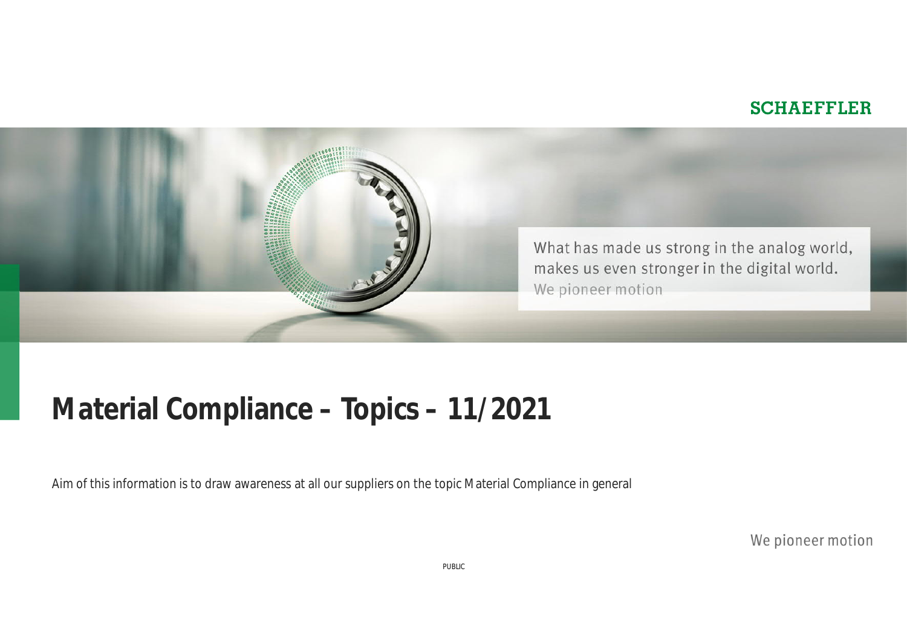SCHAEFFLER

What has made us strong in the analog world, makes us even stronger in the digital world.
We pioneer motion

# Material Compliance – Topics – 11/2021

Aim of this information is to draw awareness at all our suppliers on the topic Material Compliance in general

We pioneer motion

PUBLIC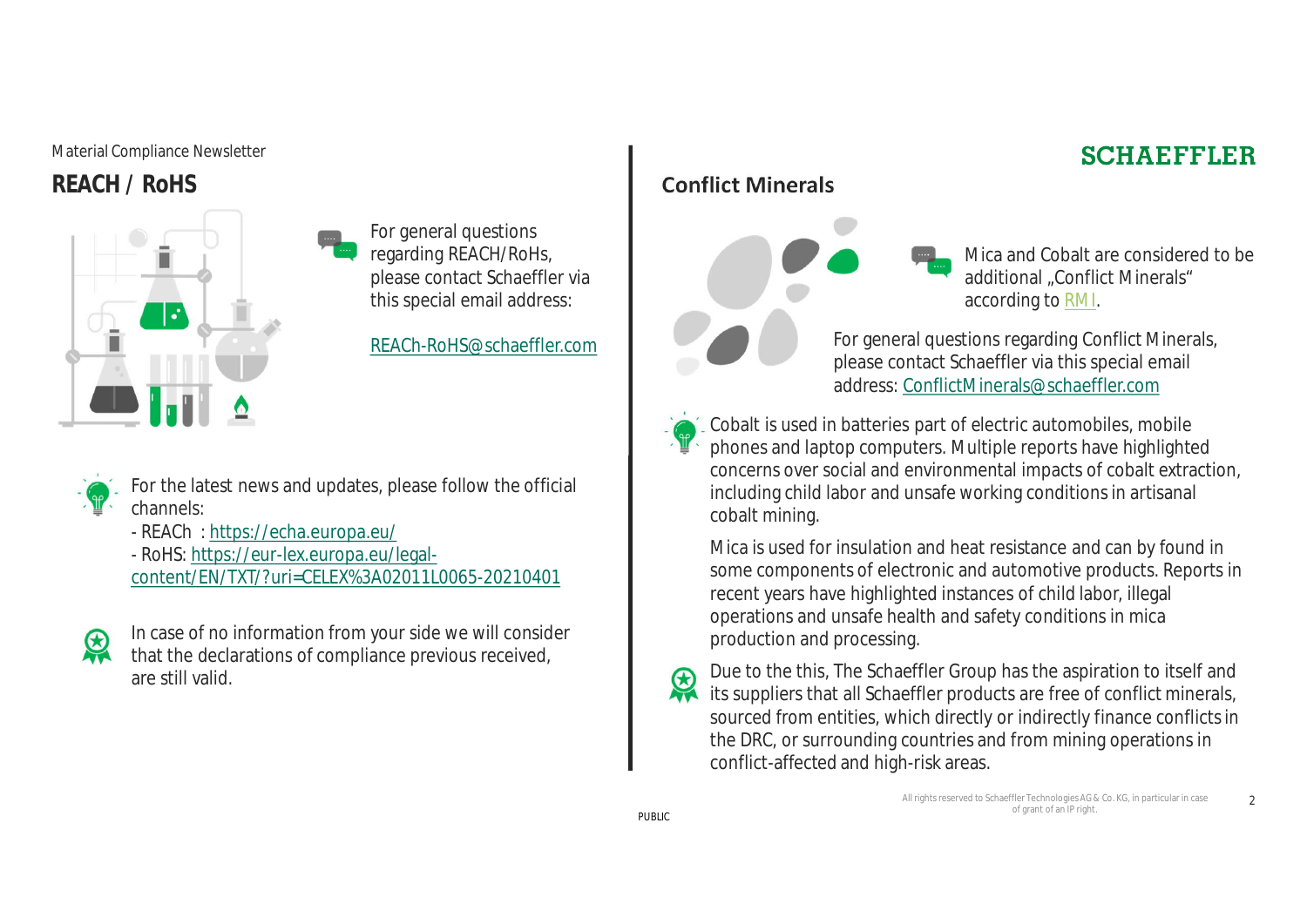Material Compliance Newsletter

## REACH / RoHS

For general questions regarding REACH/RoHs, please contact Schaeffler via this special email address:

REACh-RoHS@schaeffler.com

For the latest news and updates, please follow the official channels:

- REACh : https://echa.europa.eu/
- RoHS: https://eur-lex.europa.eu/legal-content/EN/TXT/?uri=CELEX%3A02011L0065-20210401

In case of no information from your side we will consider that the declarations of compliance previous received, are still valid.

## Conflict Minerals

Mica and Cobalt are considered to be additional „Conflict Minerals" according to RMI.

For general questions regarding Conflict Minerals, please contact Schaeffler via this special email address: ConflictMinerals@schaeffler.com

Cobalt is used in batteries part of electric automobiles, mobile phones and laptop computers. Multiple reports have highlighted concerns over social and environmental impacts of cobalt extraction, including child labor and unsafe working conditions in artisanal cobalt mining.

Mica is used for insulation and heat resistance and can by found in some components of electronic and automotive products. Reports in recent years have highlighted instances of child labor, illegal operations and unsafe health and safety conditions in mica production and processing.

Due to the this, The Schaeffler Group has the aspiration to itself and its suppliers that all Schaeffler products are free of conflict minerals, sourced from entities, which directly or indirectly finance conflicts in the DRC, or surrounding countries and from mining operations in conflict-affected and high-risk areas.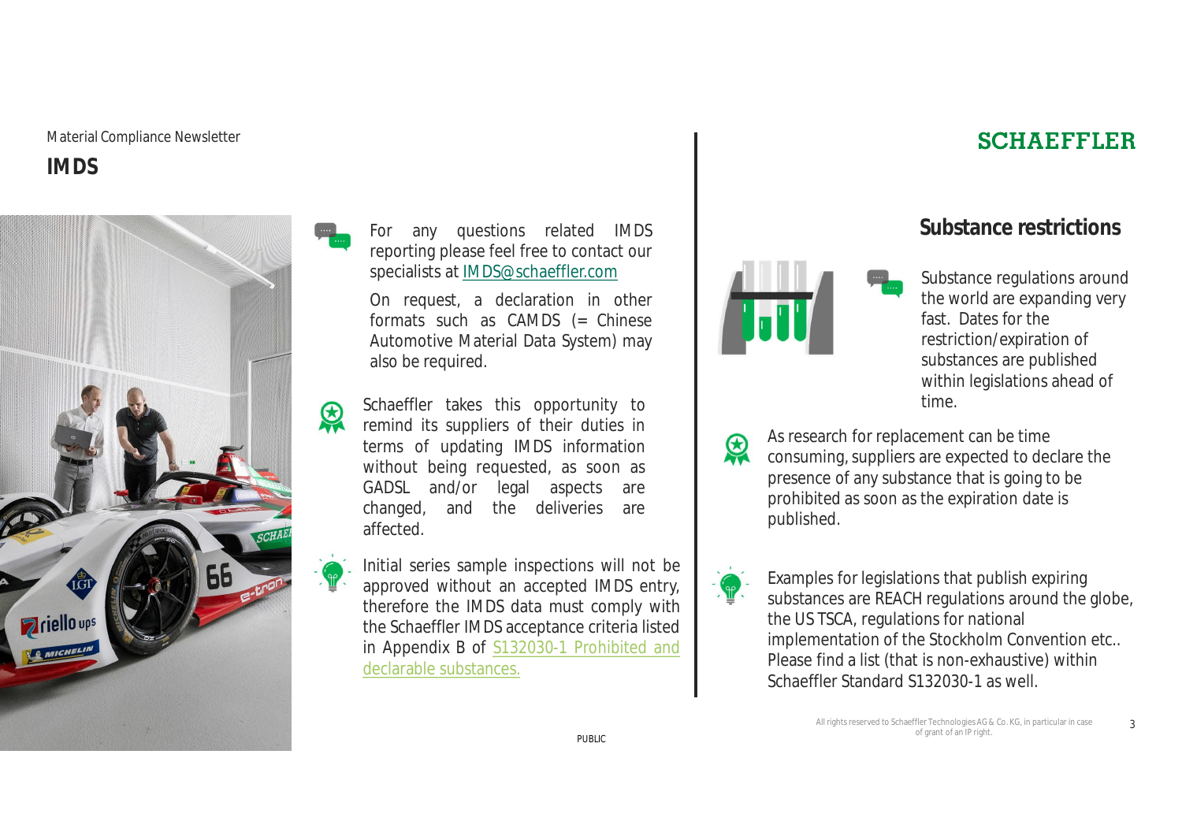Material Compliance Newsletter

## IMDS

For any questions related IMDS reporting please feel free to contact our specialists at [IMDS@schaeffler.com](mailto:IMDS@schaeffler.com)

On request, a declaration in other formats such as CAMDS (= Chinese Automotive Material Data System) may also be required.

Schaeffler takes this opportunity to remind its suppliers of their duties in terms of updating IMDS information without being requested, as soon as GADSL and/or legal aspects are changed, and the deliveries are affected.

Initial series sample inspections will not be approved without an accepted IMDS entry, therefore the IMDS data must comply with the Schaeffler IMDS acceptance criteria listed in Appendix B of S132030-1 Prohibited and declarable substances.

## Substance restrictions

Substance regulations around the world are expanding very fast. Dates for the restriction/expiration of substances are published within legislations ahead of time.

As research for replacement can be time consuming, suppliers are expected to declare the presence of any substance that is going to be prohibited as soon as the expiration date is published.

Examples for legislations that publish expiring substances are REACH regulations around the globe, the US TSCA, regulations for national implementation of the Stockholm Convention etc.. Please find a list (that is non-exhaustive) within Schaeffler Standard S132030-1 as well.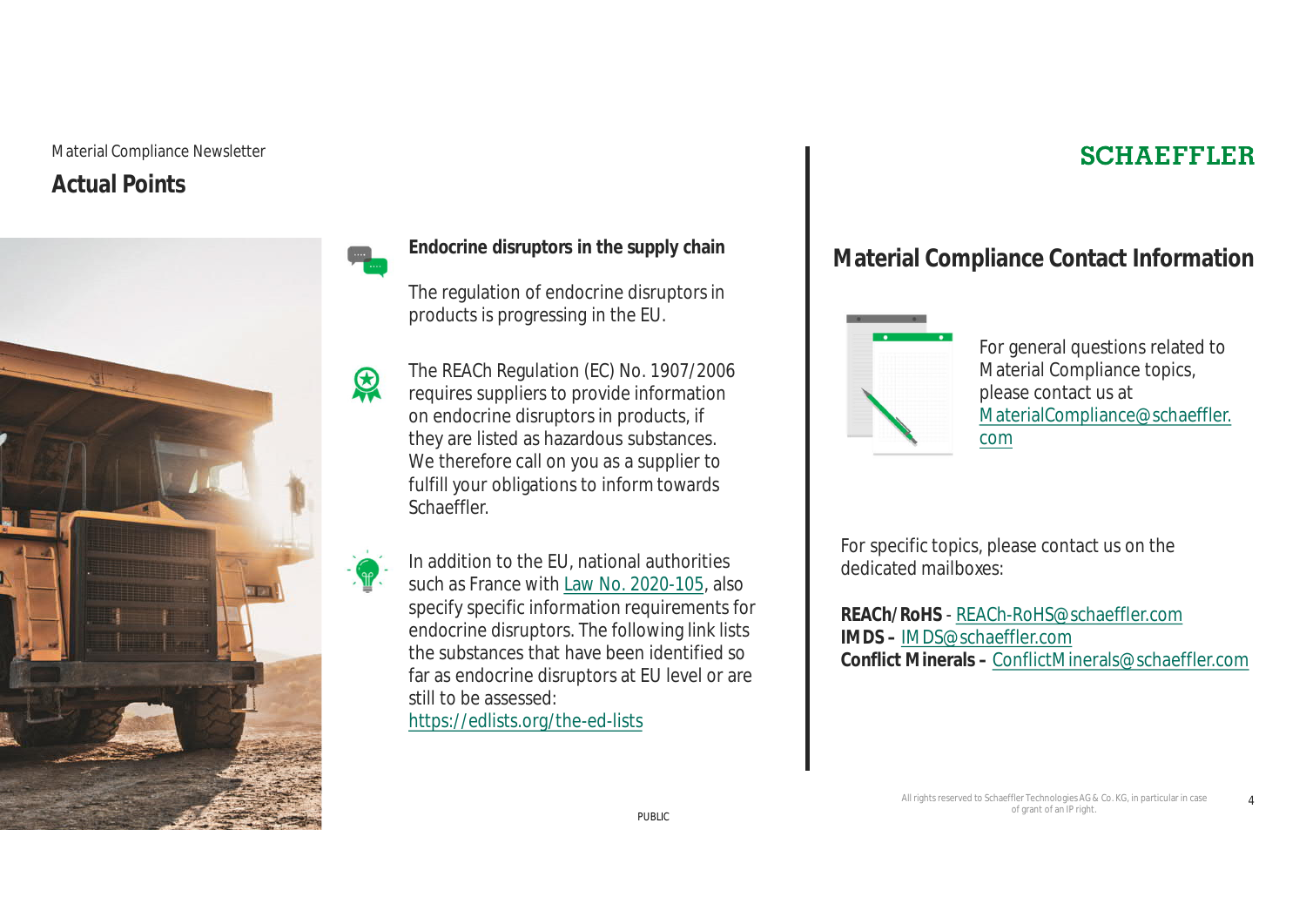Material Compliance Newsletter

## Actual Points

### Endocrine disruptors in the supply chain

The regulation of endocrine disruptors in products is progressing in the EU.

The REACh Regulation (EC) No. 1907/2006 requires suppliers to provide information on endocrine disruptors in products, if they are listed as hazardous substances. We therefore call on you as a supplier to fulfill your obligations to inform towards Schaeffler.

In addition to the EU, national authorities such as France with Law No. 2020-105, also specify specific information requirements for endocrine disruptors. The following link lists the substances that have been identified so far as endocrine disruptors at EU level or are still to be assessed:
https://edlists.org/the-ed-lists

## Material Compliance Contact Information

For general questions related to Material Compliance topics, please contact us at MaterialCompliance@schaeffler.com

For specific topics, please contact us on the dedicated mailboxes:

**REACh/RoHS** - REACh-RoHS@schaeffler.com
**IMDS –** IMDS@schaeffler.com
**Conflict Minerals –** ConflictMinerals@schaeffler.com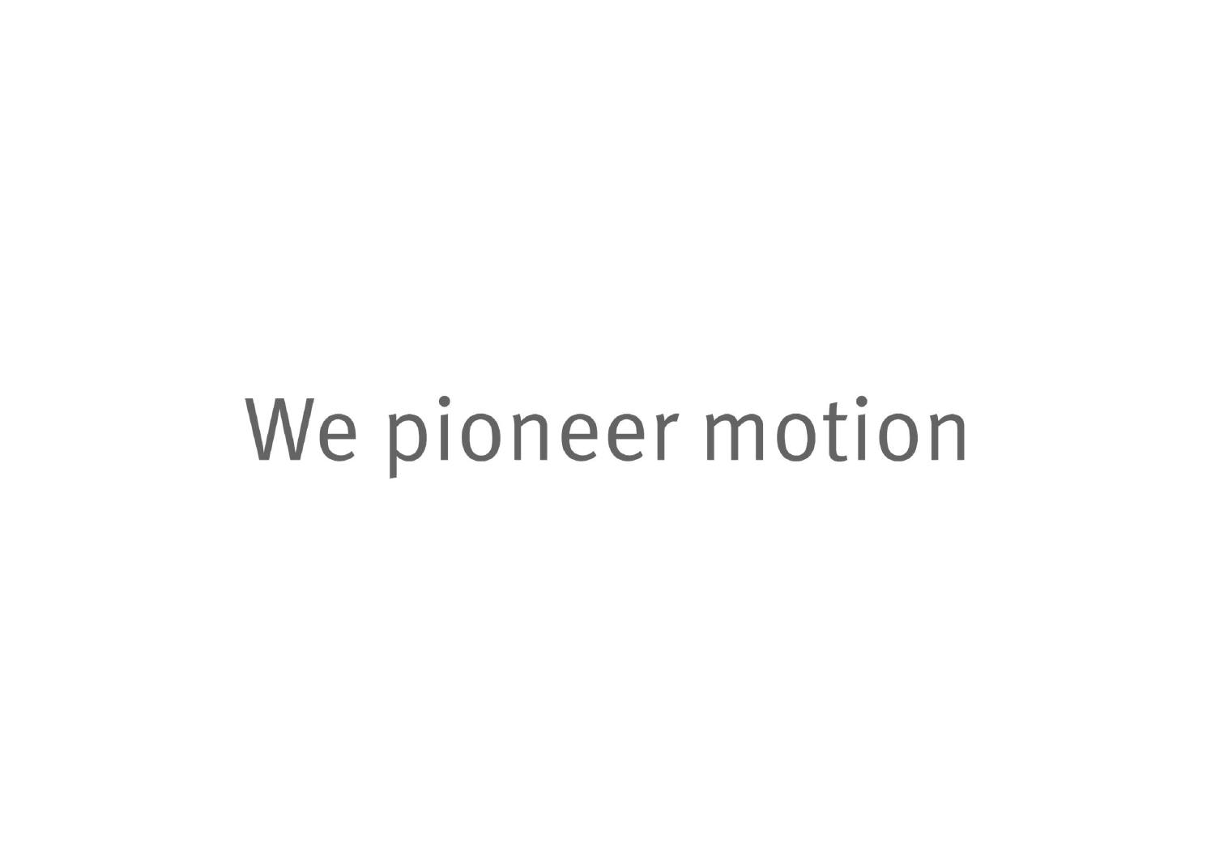We pioneer motion